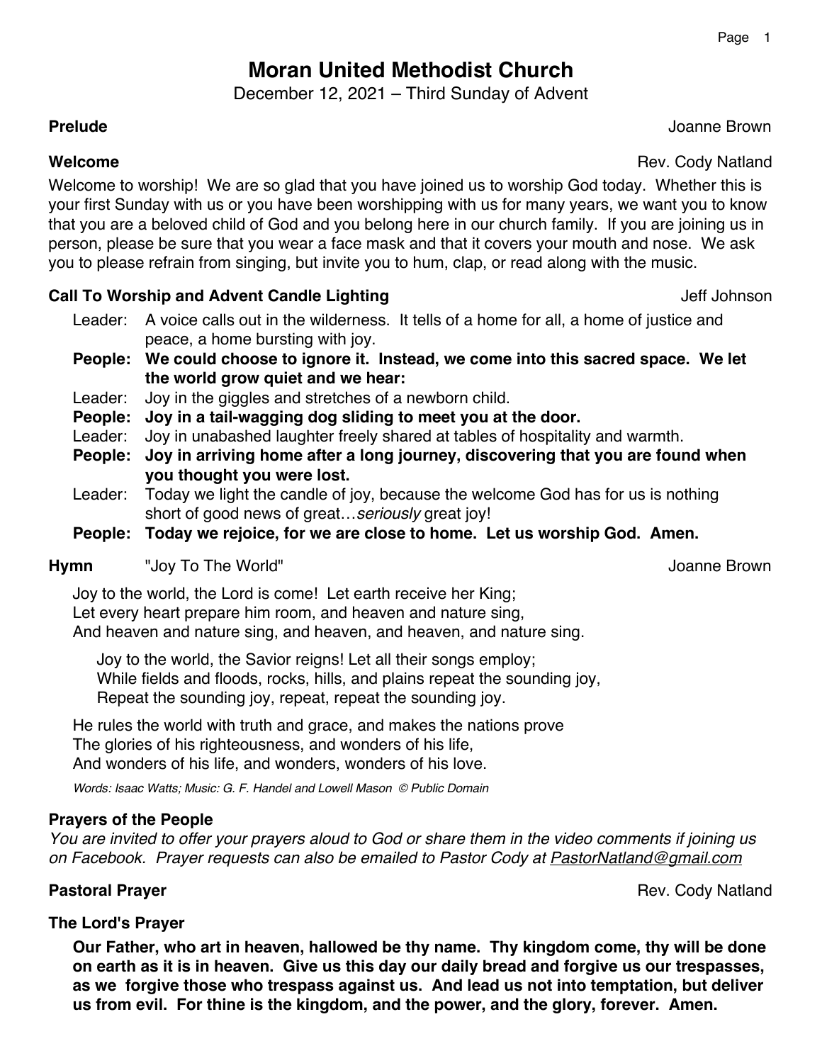# Moran United Methodist Church

December 12, 2021 – Third Sunday of Advent

**Prelude** Joanne Brown

**Welcome** Rev. Cody Natland

Welcome to worship! We are so glad that you have joined us to worship God today. Whether this is your first Sunday with us or you have been worshipping with us for many years, we want you to know that you are a beloved child of God and you belong here in our church family. If you are joining us in person, please be sure that you wear a face mask and that it covers your mouth and nose. We ask you to please refrain from singing, but invite you to hum, clap, or read along with the music.

**Call To Worship and Advent Candle Lighting** Jeff Johnson

Leader: A voice calls out in the wilderness. It tells of a home for all, a home of justice and peace, a home bursting with joy.

**People: We could choose to ignore it. Instead, we come into this sacred space. We let the world grow quiet and we hear:**

Leader: Joy in the giggles and stretches of a newborn child.

**People: Joy in a tail-wagging dog sliding to meet you at the door.**

Leader: Joy in unabashed laughter freely shared at tables of hospitality and warmth.

**People: Joy in arriving home after a long journey, discovering that you are found when you thought you were lost.**

Leader: Today we light the candle of joy, because the welcome God has for us is nothing short of good news of great…*seriously* great joy!

**People: Today we rejoice, for we are close to home. Let us worship God. Amen.**

**Hymn** "Joy To The World" Joanne Brown

Joy to the world, the Lord is come! Let earth receive her King;
Let every heart prepare him room, and heaven and nature sing,
And heaven and nature sing, and heaven, and heaven, and nature sing.

Joy to the world, the Savior reigns! Let all their songs employ;
While fields and floods, rocks, hills, and plains repeat the sounding joy,
Repeat the sounding joy, repeat, repeat the sounding joy.

He rules the world with truth and grace, and makes the nations prove
The glories of his righteousness, and wonders of his life,
And wonders of his life, and wonders, wonders of his love.

*Words: Isaac Watts; Music: G. F. Handel and Lowell Mason © Public Domain*

**Prayers of the People**

*You are invited to offer your prayers aloud to God or share them in the video comments if joining us on Facebook. Prayer requests can also be emailed to Pastor Cody at PastorNatland@gmail.com*

**Pastoral Prayer** Rev. Cody Natland

**The Lord's Prayer**

**Our Father, who art in heaven, hallowed be thy name. Thy kingdom come, thy will be done on earth as it is in heaven. Give us this day our daily bread and forgive us our trespasses, as we forgive those who trespass against us. And lead us not into temptation, but deliver us from evil. For thine is the kingdom, and the power, and the glory, forever. Amen.**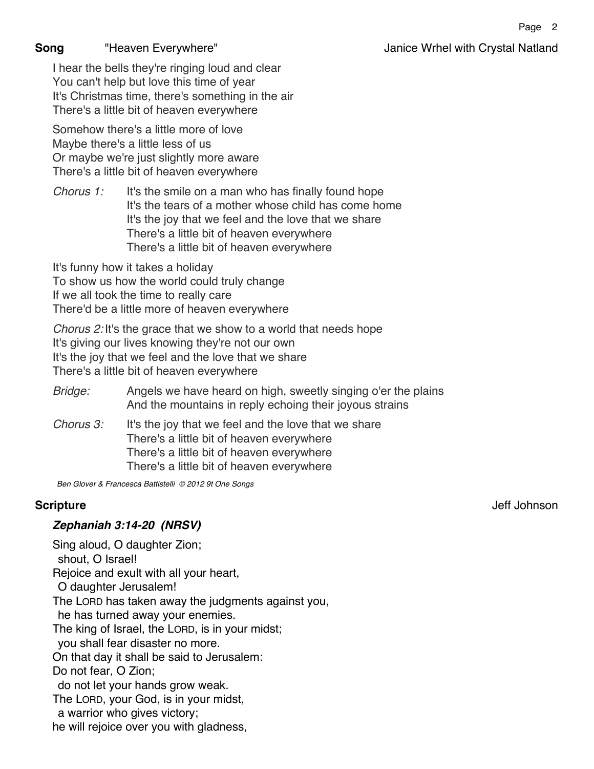**Song** "Heaven Everywhere" Janice Wrhel with Crystal Natland

I hear the bells they're ringing loud and clear
You can't help but love this time of year
It's Christmas time, there's something in the air
There's a little bit of heaven everywhere

Somehow there's a little more of love
Maybe there's a little less of us
Or maybe we're just slightly more aware
There's a little bit of heaven everywhere

*Chorus 1:* It's the smile on a man who has finally found hope
It's the tears of a mother whose child has come home
It's the joy that we feel and the love that we share
There's a little bit of heaven everywhere
There's a little bit of heaven everywhere

It's funny how it takes a holiday
To show us how the world could truly change
If we all took the time to really care
There'd be a little more of heaven everywhere

*Chorus 2:* It's the grace that we show to a world that needs hope
It's giving our lives knowing they're not our own
It's the joy that we feel and the love that we share
There's a little bit of heaven everywhere

*Bridge:* Angels we have heard on high, sweetly singing o'er the plains
And the mountains in reply echoing their joyous strains

*Chorus 3:* It's the joy that we feel and the love that we share
There's a little bit of heaven everywhere
There's a little bit of heaven everywhere
There's a little bit of heaven everywhere

*Ben Glover & Francesca Battistelli © 2012 9t One Songs*

**Scripture** Jeff Johnson

***Zephaniah 3:14-20 (NRSV)***

Sing aloud, O daughter Zion;
shout, O Israel!
Rejoice and exult with all your heart,
O daughter Jerusalem!
The LORD has taken away the judgments against you,
he has turned away your enemies.
The king of Israel, the LORD, is in your midst;
you shall fear disaster no more.
On that day it shall be said to Jerusalem:
Do not fear, O Zion;
do not let your hands grow weak.
The LORD, your God, is in your midst,
a warrior who gives victory;
he will rejoice over you with gladness,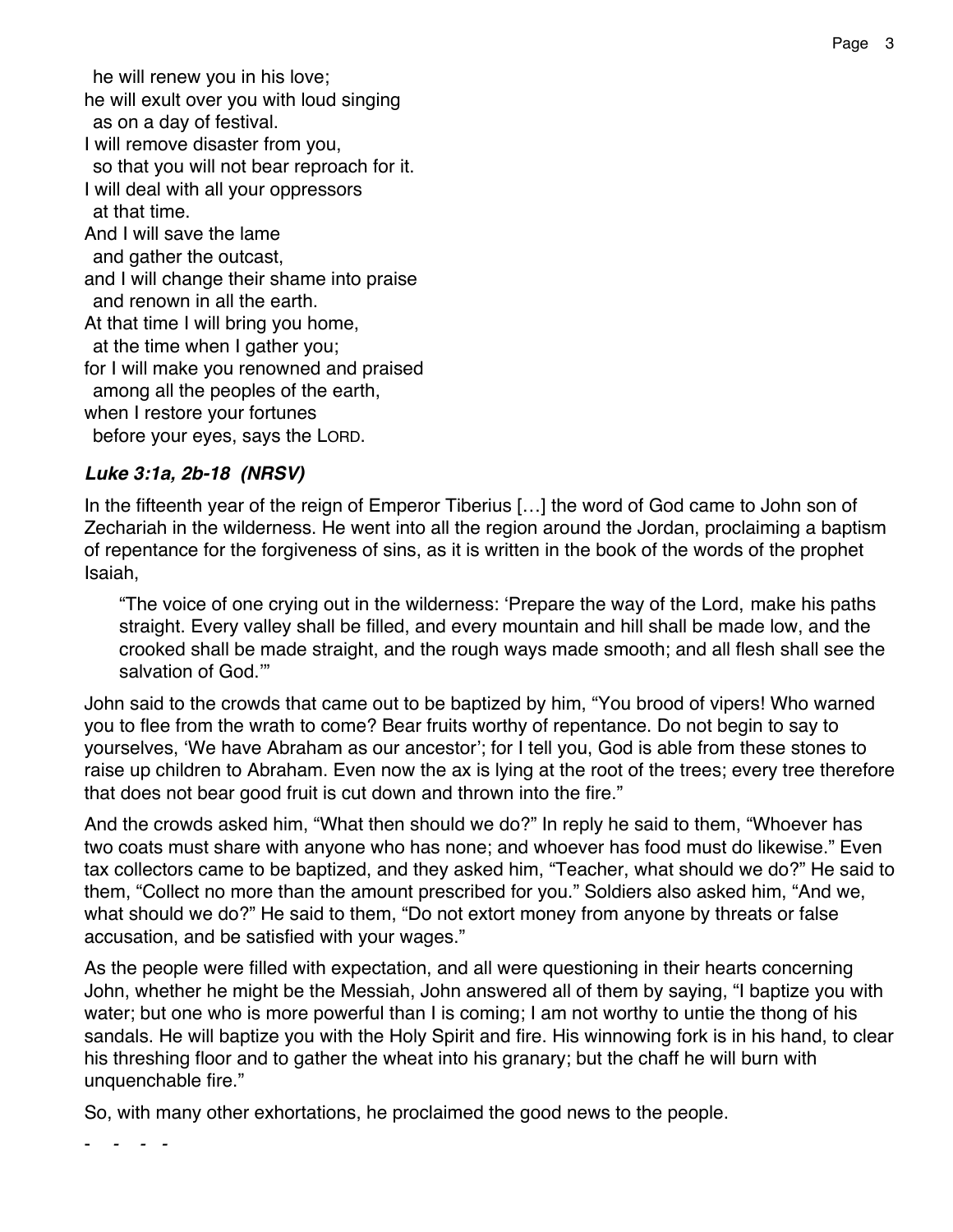he will renew you in his love;  
he will exult over you with loud singing  
as on a day of festival.  
I will remove disaster from you,  
so that you will not bear reproach for it.  
I will deal with all your oppressors  
at that time.  
And I will save the lame  
and gather the outcast,  
and I will change their shame into praise  
and renown in all the earth.  
At that time I will bring you home,  
at the time when I gather you;  
for I will make you renowned and praised  
among all the peoples of the earth,  
when I restore your fortunes  
before your eyes, says the LORD.

***Luke 3:1a, 2b-18 (NRSV)***

In the fifteenth year of the reign of Emperor Tiberius […] the word of God came to John son of Zechariah in the wilderness. He went into all the region around the Jordan, proclaiming a baptism of repentance for the forgiveness of sins, as it is written in the book of the words of the prophet Isaiah,

> "The voice of one crying out in the wilderness: 'Prepare the way of the Lord, make his paths straight. Every valley shall be filled, and every mountain and hill shall be made low, and the crooked shall be made straight, and the rough ways made smooth; and all flesh shall see the salvation of God.'"

John said to the crowds that came out to be baptized by him, "You brood of vipers! Who warned you to flee from the wrath to come? Bear fruits worthy of repentance. Do not begin to say to yourselves, 'We have Abraham as our ancestor'; for I tell you, God is able from these stones to raise up children to Abraham. Even now the ax is lying at the root of the trees; every tree therefore that does not bear good fruit is cut down and thrown into the fire."

And the crowds asked him, "What then should we do?" In reply he said to them, "Whoever has two coats must share with anyone who has none; and whoever has food must do likewise." Even tax collectors came to be baptized, and they asked him, "Teacher, what should we do?" He said to them, "Collect no more than the amount prescribed for you." Soldiers also asked him, "And we, what should we do?" He said to them, "Do not extort money from anyone by threats or false accusation, and be satisfied with your wages."

As the people were filled with expectation, and all were questioning in their hearts concerning John, whether he might be the Messiah, John answered all of them by saying, "I baptize you with water; but one who is more powerful than I is coming; I am not worthy to untie the thong of his sandals. He will baptize you with the Holy Spirit and fire. His winnowing fork is in his hand, to clear his threshing floor and to gather the wheat into his granary; but the chaff he will burn with unquenchable fire."

So, with many other exhortations, he proclaimed the good news to the people.

\- - - -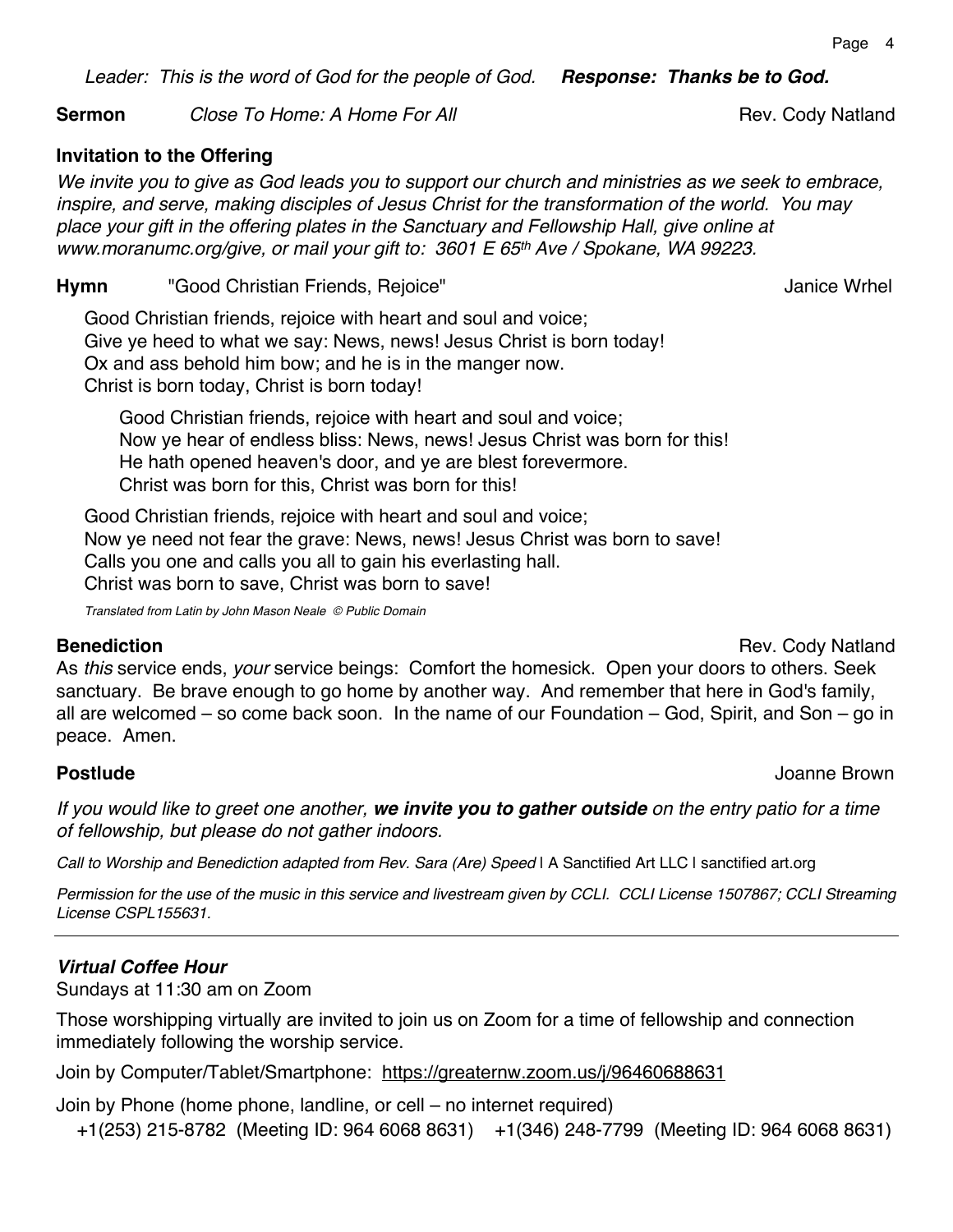*Leader: This is the word of God for the people of God.* ***Response: Thanks be to God.***

**Sermon** *Close To Home: A Home For All* Rev. Cody Natland

**Invitation to the Offering**

*We invite you to give as God leads you to support our church and ministries as we seek to embrace, inspire, and serve, making disciples of Jesus Christ for the transformation of the world. You may place your gift in the offering plates in the Sanctuary and Fellowship Hall, give online at www.moranumc.org/give, or mail your gift to: 3601 E 65th Ave / Spokane, WA 99223.*

**Hymn** "Good Christian Friends, Rejoice" Janice Wrhel

Good Christian friends, rejoice with heart and soul and voice;
Give ye heed to what we say: News, news! Jesus Christ is born today!
Ox and ass behold him bow; and he is in the manger now.
Christ is born today, Christ is born today!

Good Christian friends, rejoice with heart and soul and voice;
Now ye hear of endless bliss: News, news! Jesus Christ was born for this!
He hath opened heaven's door, and ye are blest forevermore.
Christ was born for this, Christ was born for this!

Good Christian friends, rejoice with heart and soul and voice;
Now ye need not fear the grave: News, news! Jesus Christ was born to save!
Calls you one and calls you all to gain his everlasting hall.
Christ was born to save, Christ was born to save!

*Translated from Latin by John Mason Neale © Public Domain*

**Benediction** Rev. Cody Natland

As *this* service ends, *your* service beings: Comfort the homesick. Open your doors to others. Seek sanctuary. Be brave enough to go home by another way. And remember that here in God's family, all are welcomed – so come back soon. In the name of our Foundation – God, Spirit, and Son – go in peace. Amen.

**Postlude** Joanne Brown

*If you would like to greet one another,* ***we invite you to gather outside*** *on the entry patio for a time of fellowship, but please do not gather indoors.*

*Call to Worship and Benediction adapted from Rev. Sara (Are) Speed* | A Sanctified Art LLC | sanctified art.org

*Permission for the use of the music in this service and livestream given by CCLI. CCLI License 1507867; CCLI Streaming License CSPL155631.*

---

***Virtual Coffee Hour***

Sundays at 11:30 am on Zoom

Those worshipping virtually are invited to join us on Zoom for a time of fellowship and connection immediately following the worship service.

Join by Computer/Tablet/Smartphone: https://greaternw.zoom.us/j/96460688631

Join by Phone (home phone, landline, or cell – no internet required)
+1(253) 215-8782 (Meeting ID: 964 6068 8631) +1(346) 248-7799 (Meeting ID: 964 6068 8631)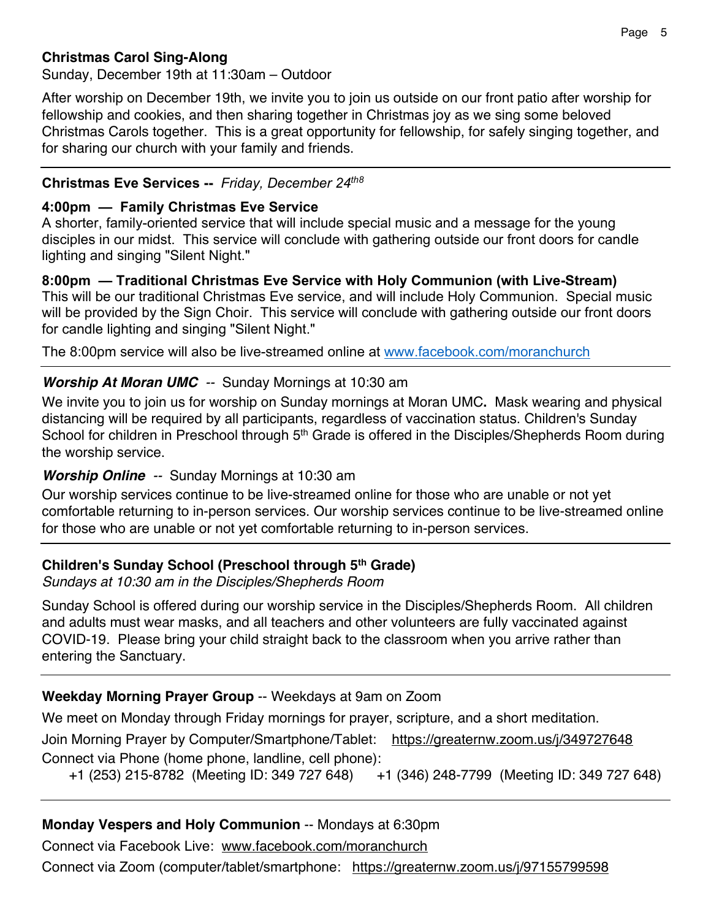**Christmas Carol Sing-Along**

Sunday, December 19th at 11:30am – Outdoor

After worship on December 19th, we invite you to join us outside on our front patio after worship for fellowship and cookies, and then sharing together in Christmas joy as we sing some beloved Christmas Carols together.  This is a great opportunity for fellowship, for safely singing together, and for sharing our church with your family and friends.

---

**Christmas Eve Services --** *Friday, December 24th8*

**4:00pm — Family Christmas Eve Service**

A shorter, family-oriented service that will include special music and a message for the young disciples in our midst.  This service will conclude with gathering outside our front doors for candle lighting and singing "Silent Night."

**8:00pm — Traditional Christmas Eve Service with Holy Communion (with Live-Stream)**

This will be our traditional Christmas Eve service, and will include Holy Communion.  Special music will be provided by the Sign Choir.  This service will conclude with gathering outside our front doors for candle lighting and singing "Silent Night."

The 8:00pm service will also be live-streamed online at www.facebook.com/moranchurch

---

***Worship At Moran UMC*** -- Sunday Mornings at 10:30 am

We invite you to join us for worship on Sunday mornings at Moran UMC**.**  Mask wearing and physical distancing will be required by all participants, regardless of vaccination status. Children's Sunday School for children in Preschool through 5th Grade is offered in the Disciples/Shepherds Room during the worship service.

***Worship Online*** -- Sunday Mornings at 10:30 am

Our worship services continue to be live-streamed online for those who are unable or not yet comfortable returning to in-person services. Our worship services continue to be live-streamed online for those who are unable or not yet comfortable returning to in-person services.

---

**Children's Sunday School (Preschool through 5th Grade)**

*Sundays at 10:30 am in the Disciples/Shepherds Room*

Sunday School is offered during our worship service in the Disciples/Shepherds Room.  All children and adults must wear masks, and all teachers and other volunteers are fully vaccinated against COVID-19.  Please bring your child straight back to the classroom when you arrive rather than entering the Sanctuary.

---

**Weekday Morning Prayer Group** -- Weekdays at 9am on Zoom

We meet on Monday through Friday mornings for prayer, scripture, and a short meditation.

Join Morning Prayer by Computer/Smartphone/Tablet: https://greaternw.zoom.us/j/349727648

Connect via Phone (home phone, landline, cell phone):

+1 (253) 215-8782 (Meeting ID: 349 727 648)   +1 (346) 248-7799 (Meeting ID: 349 727 648)

---

**Monday Vespers and Holy Communion** -- Mondays at 6:30pm

Connect via Facebook Live: www.facebook.com/moranchurch

Connect via Zoom (computer/tablet/smartphone: https://greaternw.zoom.us/j/97155799598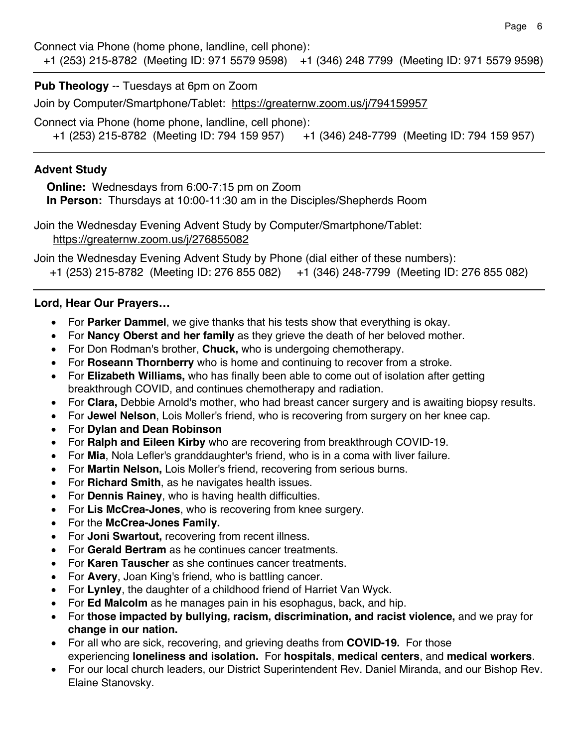Connect via Phone (home phone, landline, cell phone):
+1 (253) 215-8782 (Meeting ID: 971 5579 9598) +1 (346) 248 7799 (Meeting ID: 971 5579 9598)

---

**Pub Theology** -- Tuesdays at 6pm on Zoom

Join by Computer/Smartphone/Tablet: https://greaternw.zoom.us/j/794159957

Connect via Phone (home phone, landline, cell phone):
+1 (253) 215-8782 (Meeting ID: 794 159 957) +1 (346) 248-7799 (Meeting ID: 794 159 957)

---

**Advent Study**

**Online:** Wednesdays from 6:00-7:15 pm on Zoom
**In Person:** Thursdays at 10:00-11:30 am in the Disciples/Shepherds Room

Join the Wednesday Evening Advent Study by Computer/Smartphone/Tablet:
https://greaternw.zoom.us/j/276855082

Join the Wednesday Evening Advent Study by Phone (dial either of these numbers):
+1 (253) 215-8782 (Meeting ID: 276 855 082) +1 (346) 248-7799 (Meeting ID: 276 855 082)

---

**Lord, Hear Our Prayers…**

- For **Parker Dammel**, we give thanks that his tests show that everything is okay.
- For **Nancy Oberst and her family** as they grieve the death of her beloved mother.
- For Don Rodman's brother, **Chuck,** who is undergoing chemotherapy.
- For **Roseann Thornberry** who is home and continuing to recover from a stroke.
- For **Elizabeth Williams,** who has finally been able to come out of isolation after getting breakthrough COVID, and continues chemotherapy and radiation.
- For **Clara,** Debbie Arnold's mother, who had breast cancer surgery and is awaiting biopsy results.
- For **Jewel Nelson**, Lois Moller's friend, who is recovering from surgery on her knee cap.
- For **Dylan and Dean Robinson**
- For **Ralph and Eileen Kirby** who are recovering from breakthrough COVID-19.
- For **Mia**, Nola Lefler's granddaughter's friend, who is in a coma with liver failure.
- For **Martin Nelson,** Lois Moller's friend, recovering from serious burns.
- For **Richard Smith**, as he navigates health issues.
- For **Dennis Rainey**, who is having health difficulties.
- For **Lis McCrea-Jones**, who is recovering from knee surgery.
- For the **McCrea-Jones Family.**
- For **Joni Swartout,** recovering from recent illness.
- For **Gerald Bertram** as he continues cancer treatments.
- For **Karen Tauscher** as she continues cancer treatments.
- For **Avery**, Joan King's friend, who is battling cancer.
- For **Lynley**, the daughter of a childhood friend of Harriet Van Wyck.
- For **Ed Malcolm** as he manages pain in his esophagus, back, and hip.
- For **those impacted by bullying, racism, discrimination, and racist violence,** and we pray for **change in our nation.**
- For all who are sick, recovering, and grieving deaths from **COVID-19.** For those experiencing **loneliness and isolation.** For **hospitals**, **medical centers**, and **medical workers**.
- For our local church leaders, our District Superintendent Rev. Daniel Miranda, and our Bishop Rev. Elaine Stanovsky.